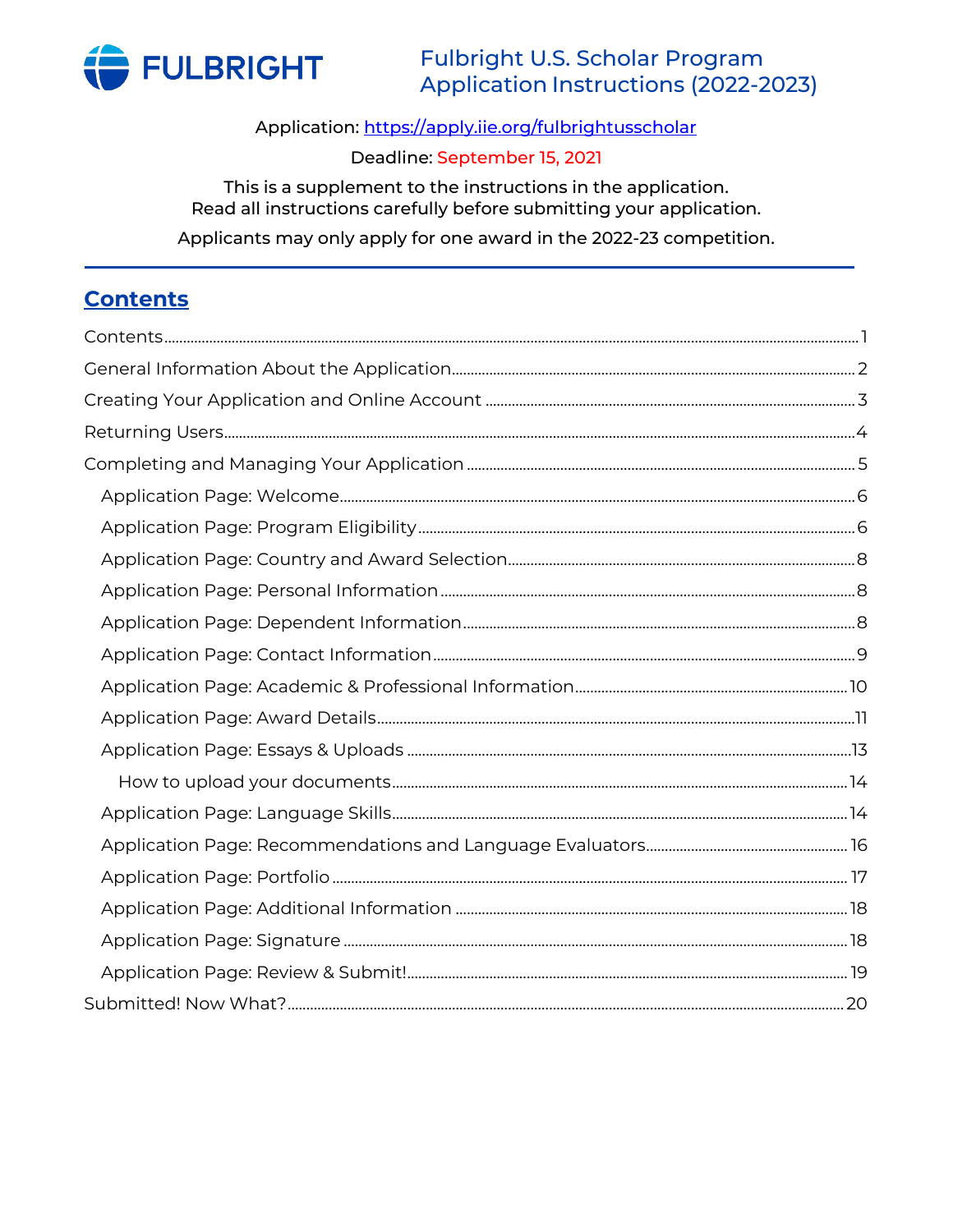FULBRIGHT

# Fulbright U.S. Scholar Program Application Instructions (2022-2023)

Application: [https://apply.iie.org/fulbrightusscholar](https://apply.iie.org/fulbrightusscholar)

Deadline: September 15, 2021

This is a supplement to the instructions in the application.
Read all instructions carefully before submitting your application.

Applicants may only apply for one award in the 2022-23 competition.

## Contents

- Contents ........ 1
- General Information About the Application ........ 2
- Creating Your Application and Online Account ........ 3
- Returning Users ........ 4
- Completing and Managing Your Application ........ 5
  - Application Page: Welcome ........ 6
  - Application Page: Program Eligibility ........ 6
  - Application Page: Country and Award Selection ........ 8
  - Application Page: Personal Information ........ 8
  - Application Page: Dependent Information ........ 8
  - Application Page: Contact Information ........ 9
  - Application Page: Academic & Professional Information ........ 10
  - Application Page: Award Details ........ 11
  - Application Page: Essays & Uploads ........ 13
    - How to upload your documents ........ 14
  - Application Page: Language Skills ........ 14
  - Application Page: Recommendations and Language Evaluators ........ 16
  - Application Page: Portfolio ........ 17
  - Application Page: Additional Information ........ 18
  - Application Page: Signature ........ 18
  - Application Page: Review & Submit! ........ 19
- Submitted! Now What? ........ 20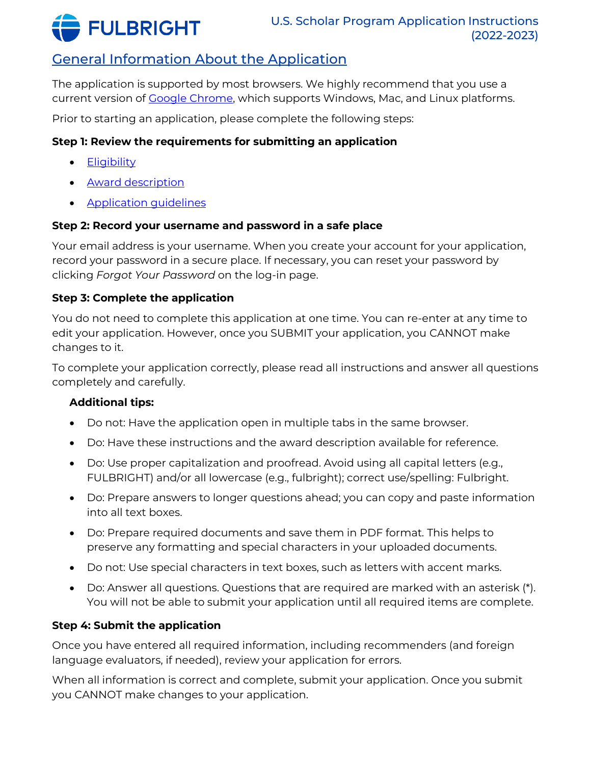## General Information About the Application

The application is supported by most browsers. We highly recommend that you use a current version of Google Chrome, which supports Windows, Mac, and Linux platforms.

Prior to starting an application, please complete the following steps:

**Step 1: Review the requirements for submitting an application**

- Eligibility
- Award description
- Application guidelines

**Step 2: Record your username and password in a safe place**

Your email address is your username. When you create your account for your application, record your password in a secure place. If necessary, you can reset your password by clicking *Forgot Your Password* on the log-in page.

**Step 3: Complete the application**

You do not need to complete this application at one time. You can re-enter at any time to edit your application. However, once you SUBMIT your application, you CANNOT make changes to it.

To complete your application correctly, please read all instructions and answer all questions completely and carefully.

**Additional tips:**

- Do not: Have the application open in multiple tabs in the same browser.
- Do: Have these instructions and the award description available for reference.
- Do: Use proper capitalization and proofread. Avoid using all capital letters (e.g., FULBRIGHT) and/or all lowercase (e.g., fulbright); correct use/spelling: Fulbright.
- Do: Prepare answers to longer questions ahead; you can copy and paste information into all text boxes.
- Do: Prepare required documents and save them in PDF format. This helps to preserve any formatting and special characters in your uploaded documents.
- Do not: Use special characters in text boxes, such as letters with accent marks.
- Do: Answer all questions. Questions that are required are marked with an asterisk (*). You will not be able to submit your application until all required items are complete.

**Step 4: Submit the application**

Once you have entered all required information, including recommenders (and foreign language evaluators, if needed), review your application for errors.

When all information is correct and complete, submit your application. Once you submit you CANNOT make changes to your application.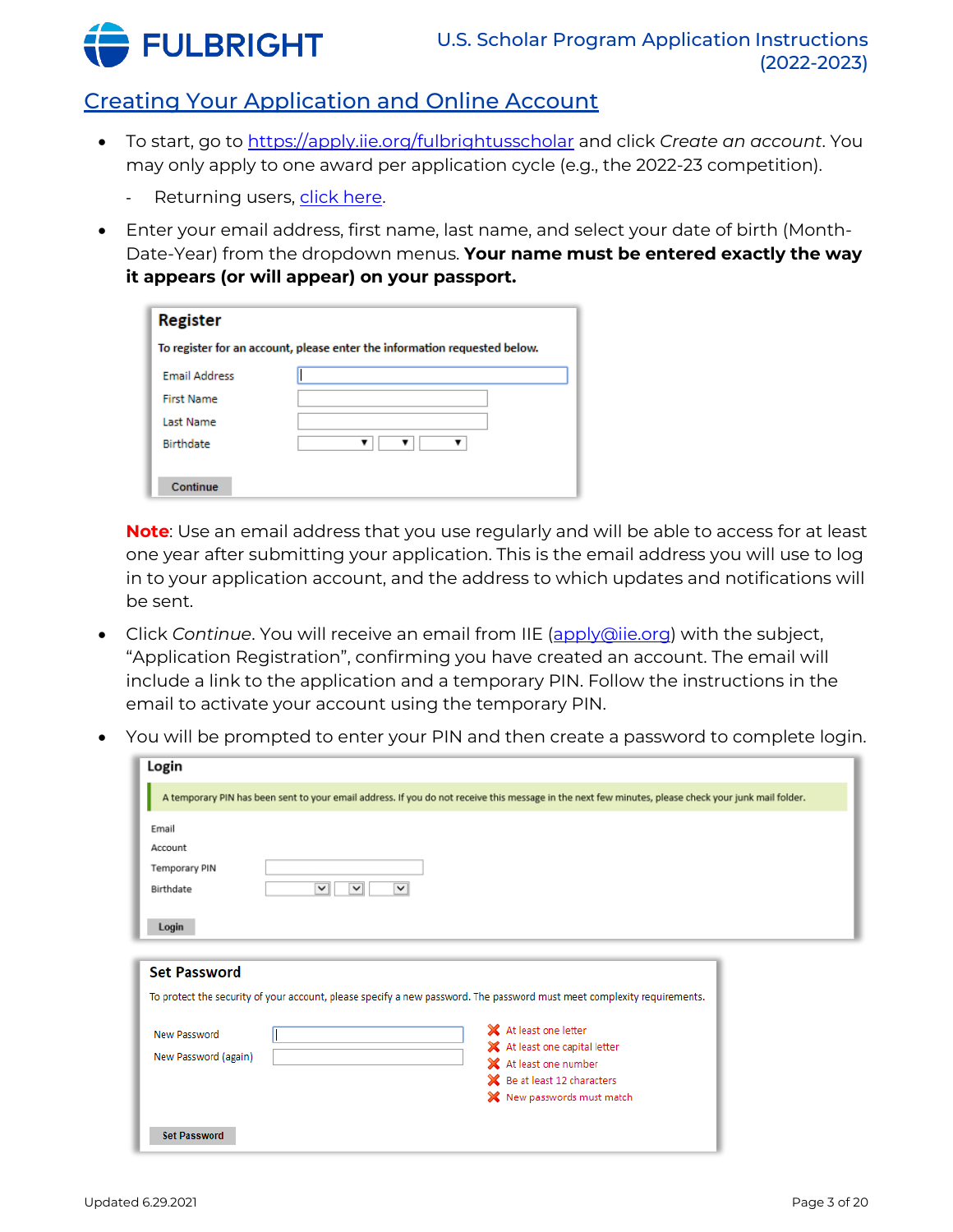## Creating Your Application and Online Account

- To start, go to https://apply.iie.org/fulbrightusscholar and click *Create an account*. You may only apply to one award per application cycle (e.g., the 2022-23 competition).
  - Returning users, click here.
- Enter your email address, first name, last name, and select your date of birth (Month-Date-Year) from the dropdown menus. **Your name must be entered exactly the way it appears (or will appear) on your passport.**

  **Register**

  To register for an account, please enter the information requested below.

  Email Address
  First Name
  Last Name
  Birthdate

  Continue

  **Note**: Use an email address that you use regularly and will be able to access for at least one year after submitting your application. This is the email address you will use to log in to your application account, and the address to which updates and notifications will be sent.

- Click *Continue*. You will receive an email from IIE (apply@iie.org) with the subject, "Application Registration", confirming you have created an account. The email will include a link to the application and a temporary PIN. Follow the instructions in the email to activate your account using the temporary PIN.
- You will be prompted to enter your PIN and then create a password to complete login.

  **Login**

  A temporary PIN has been sent to your email address. If you do not receive this message in the next few minutes, please check your junk mail folder.

  Email
  Account
  Temporary PIN
  Birthdate

  Login

  **Set Password**

  To protect the security of your account, please specify a new password. The password must meet complexity requirements.

  New Password
  New Password (again)

  - At least one letter
  - At least one capital letter
  - At least one number
  - Be at least 12 characters
  - New passwords must match

  Set Password

Updated 6.29.2021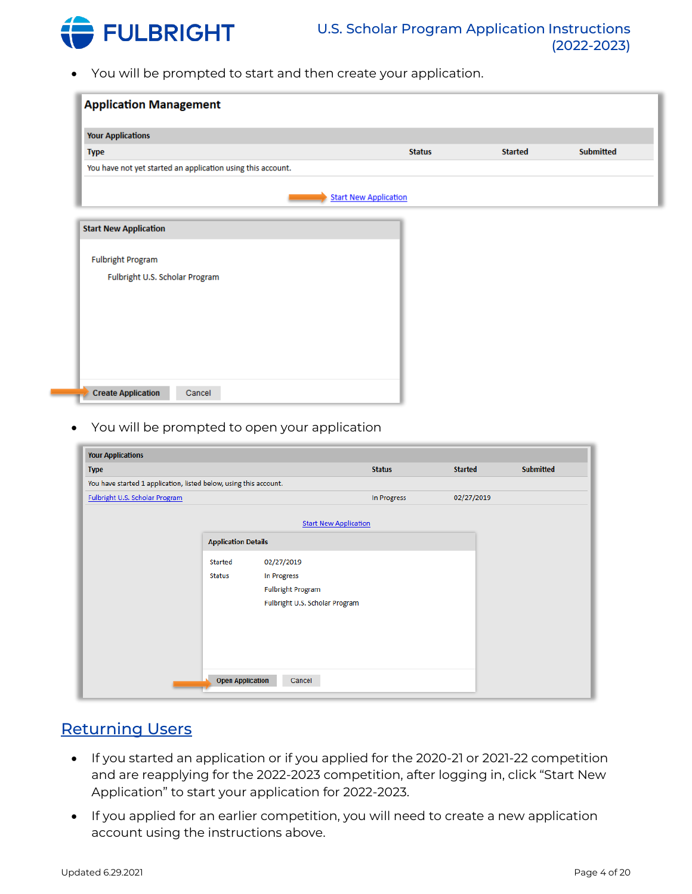- You will be prompted to start and then create your application.

**Application Management**

| Your Applications | | | |
|---|---|---|---|
| Type | Status | Started | Submitted |
| You have not yet started an application using this account. | | | |

Start New Application

**Start New Application**

Fulbright Program

Fulbright U.S. Scholar Program

Create Application | Cancel

- You will be prompted to open your application

| Your Applications | | | |
|---|---|---|---|
| Type | Status | Started | Submitted |
| You have started 1 application, listed below, using this account. | | | |
| Fulbright U.S. Scholar Program | In Progress | 02/27/2019 | |

Start New Application

**Application Details**

Started 02/27/2019

Status In Progress

Fulbright Program

Fulbright U.S. Scholar Program

Open Application | Cancel

## Returning Users

- If you started an application or if you applied for the 2020-21 or 2021-22 competition and are reapplying for the 2022-2023 competition, after logging in, click “Start New Application” to start your application for 2022-2023.
- If you applied for an earlier competition, you will need to create a new application account using the instructions above.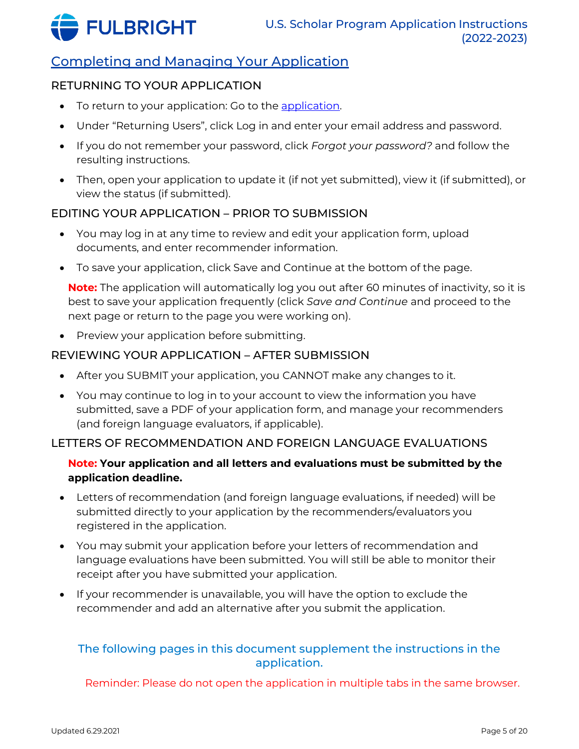## Completing and Managing Your Application

### RETURNING TO YOUR APPLICATION

- To return to your application: Go to the application.
- Under "Returning Users", click Log in and enter your email address and password.
- If you do not remember your password, click *Forgot your password?* and follow the resulting instructions.
- Then, open your application to update it (if not yet submitted), view it (if submitted), or view the status (if submitted).

### EDITING YOUR APPLICATION – PRIOR TO SUBMISSION

- You may log in at any time to review and edit your application form, upload documents, and enter recommender information.
- To save your application, click Save and Continue at the bottom of the page.

  **Note:** The application will automatically log you out after 60 minutes of inactivity, so it is best to save your application frequently (click *Save and Continue* and proceed to the next page or return to the page you were working on).

- Preview your application before submitting.

### REVIEWING YOUR APPLICATION – AFTER SUBMISSION

- After you SUBMIT your application, you CANNOT make any changes to it.
- You may continue to log in to your account to view the information you have submitted, save a PDF of your application form, and manage your recommenders (and foreign language evaluators, if applicable).

### LETTERS OF RECOMMENDATION AND FOREIGN LANGUAGE EVALUATIONS

**Note: Your application and all letters and evaluations must be submitted by the application deadline.**

- Letters of recommendation (and foreign language evaluations, if needed) will be submitted directly to your application by the recommenders/evaluators you registered in the application.
- You may submit your application before your letters of recommendation and language evaluations have been submitted. You will still be able to monitor their receipt after you have submitted your application.
- If your recommender is unavailable, you will have the option to exclude the recommender and add an alternative after you submit the application.

The following pages in this document supplement the instructions in the application.

Reminder: Please do not open the application in multiple tabs in the same browser.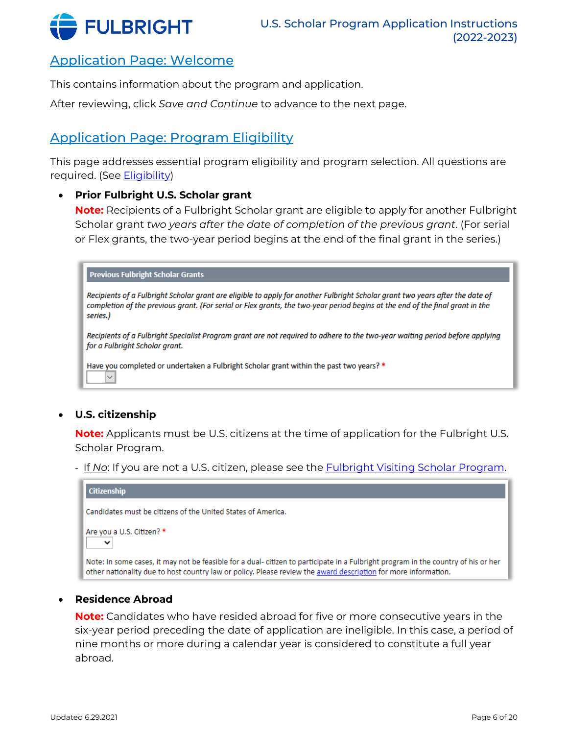## Application Page: Welcome

This contains information about the program and application.

After reviewing, click *Save and Continue* to advance to the next page.

## Application Page: Program Eligibility

This page addresses essential program eligibility and program selection. All questions are required. (See Eligibility)

- **Prior Fulbright U.S. Scholar grant**

  **Note:** Recipients of a Fulbright Scholar grant are eligible to apply for another Fulbright Scholar grant *two years after the date of completion of the previous grant*. (For serial or Flex grants, the two-year period begins at the end of the final grant in the series.)

  **Previous Fulbright Scholar Grants**

  *Recipients of a Fulbright Scholar grant are eligible to apply for another Fulbright Scholar grant two years after the date of completion of the previous grant. (For serial or Flex grants, the two-year period begins at the end of the final grant in the series.)*

  *Recipients of a Fulbright Specialist Program grant are not required to adhere to the two-year waiting period before applying for a Fulbright Scholar grant.*

  Have you completed or undertaken a Fulbright Scholar grant within the past two years? *

- **U.S. citizenship**

  **Note:** Applicants must be U.S. citizens at the time of application for the Fulbright U.S. Scholar Program.

  - If No: If you are not a U.S. citizen, please see the Fulbright Visiting Scholar Program.

  **Citizenship**

  Candidates must be citizens of the United States of America.

  Are you a U.S. Citizen? *

  Note: In some cases, it may not be feasible for a dual- citizen to participate in a Fulbright program in the country of his or her other nationality due to host country law or policy. Please review the award description for more information.

- **Residence Abroad**

  **Note:** Candidates who have resided abroad for five or more consecutive years in the six-year period preceding the date of application are ineligible. In this case, a period of nine months or more during a calendar year is considered to constitute a full year abroad.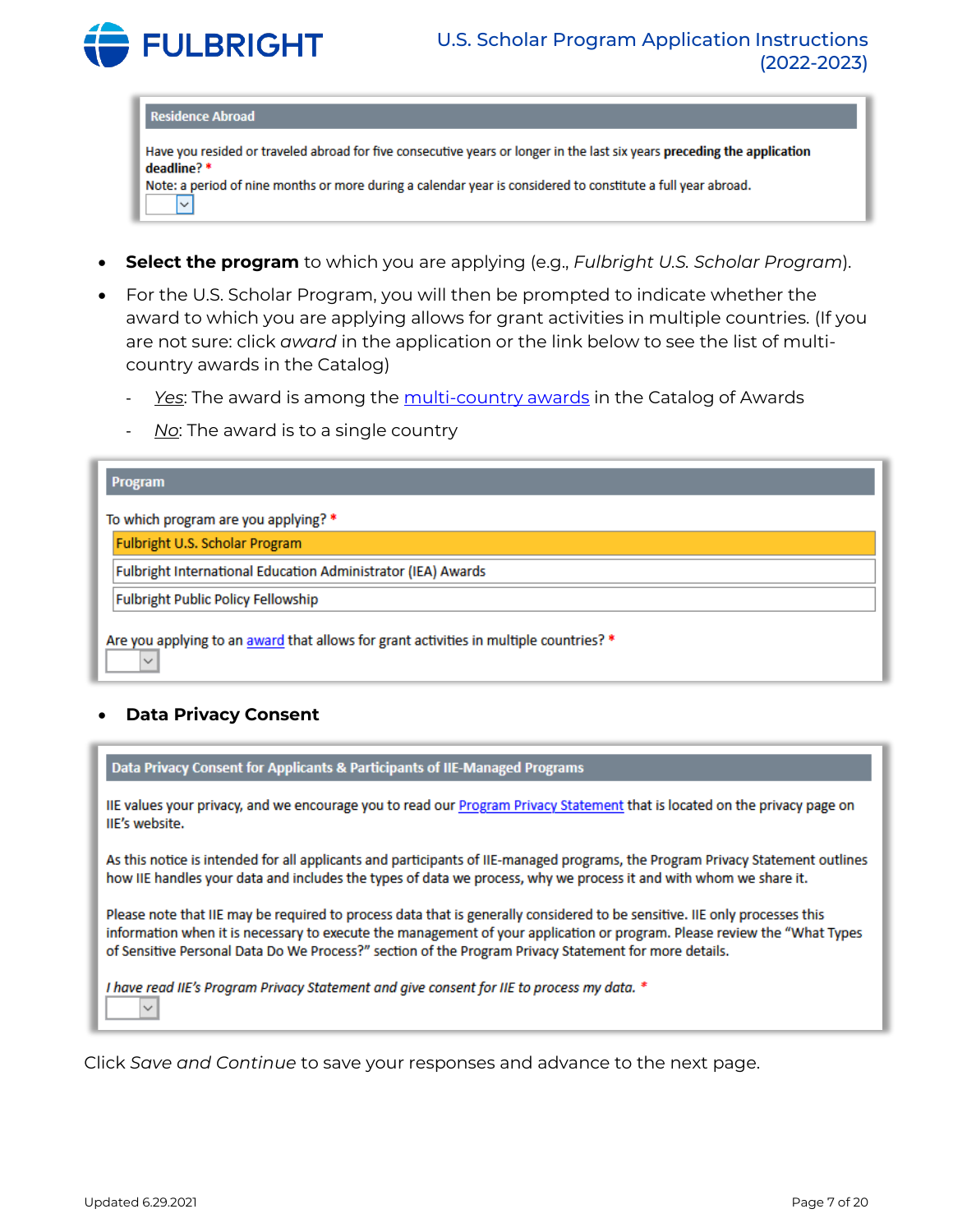**Residence Abroad**

Have you resided or traveled abroad for five consecutive years or longer in the last six years **preceding the application deadline**? *
Note: a period of nine months or more during a calendar year is considered to constitute a full year abroad.

- **Select the program** to which you are applying (e.g., *Fulbright U.S. Scholar Program*).
- For the U.S. Scholar Program, you will then be prompted to indicate whether the award to which you are applying allows for grant activities in multiple countries. (If you are not sure: click *award* in the application or the link below to see the list of multi-country awards in the Catalog)
  - *Yes*: The award is among the multi-country awards in the Catalog of Awards
  - *No*: The award is to a single country

**Program**

To which program are you applying? *

- Fulbright U.S. Scholar Program
- Fulbright International Education Administrator (IEA) Awards
- Fulbright Public Policy Fellowship

Are you applying to an award that allows for grant activities in multiple countries? *

- **Data Privacy Consent**

**Data Privacy Consent for Applicants & Participants of IIE-Managed Programs**

IIE values your privacy, and we encourage you to read our Program Privacy Statement that is located on the privacy page on IIE's website.

As this notice is intended for all applicants and participants of IIE-managed programs, the Program Privacy Statement outlines how IIE handles your data and includes the types of data we process, why we process it and with whom we share it.

Please note that IIE may be required to process data that is generally considered to be sensitive. IIE only processes this information when it is necessary to execute the management of your application or program. Please review the "What Types of Sensitive Personal Data Do We Process?" section of the Program Privacy Statement for more details.

*I have read IIE's Program Privacy Statement and give consent for IIE to process my data.* *

Click *Save and Continue* to save your responses and advance to the next page.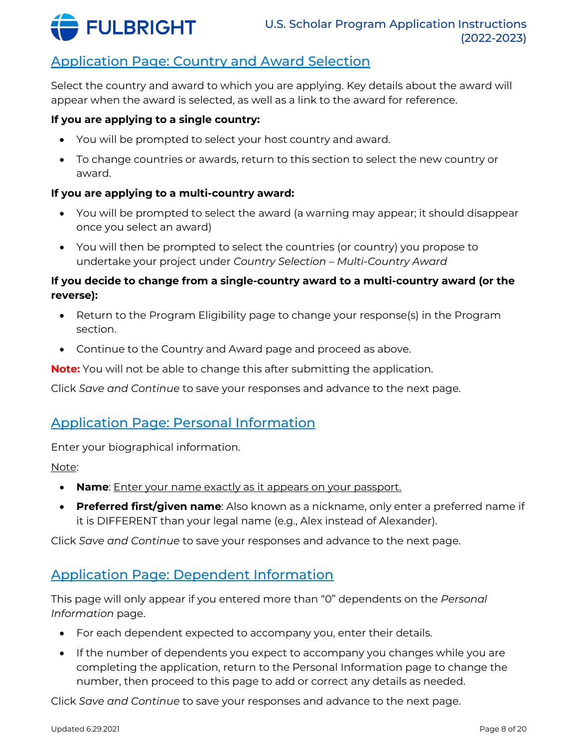## Application Page: Country and Award Selection

Select the country and award to which you are applying. Key details about the award will appear when the award is selected, as well as a link to the award for reference.

**If you are applying to a single country:**

- You will be prompted to select your host country and award.
- To change countries or awards, return to this section to select the new country or award.

**If you are applying to a multi-country award:**

- You will be prompted to select the award (a warning may appear; it should disappear once you select an award)
- You will then be prompted to select the countries (or country) you propose to undertake your project under *Country Selection – Multi-Country Award*

**If you decide to change from a single-country award to a multi-country award (or the reverse):**

- Return to the Program Eligibility page to change your response(s) in the Program section.
- Continue to the Country and Award page and proceed as above.

**Note:** You will not be able to change this after submitting the application.

Click *Save and Continue* to save your responses and advance to the next page.

## Application Page: Personal Information

Enter your biographical information.

Note:

- **Name**: Enter your name exactly as it appears on your passport.
- **Preferred first/given name**: Also known as a nickname, only enter a preferred name if it is DIFFERENT than your legal name (e.g., Alex instead of Alexander).

Click *Save and Continue* to save your responses and advance to the next page.

## Application Page: Dependent Information

This page will only appear if you entered more than "0" dependents on the *Personal Information* page.

- For each dependent expected to accompany you, enter their details.
- If the number of dependents you expect to accompany you changes while you are completing the application, return to the Personal Information page to change the number, then proceed to this page to add or correct any details as needed.

Click *Save and Continue* to save your responses and advance to the next page.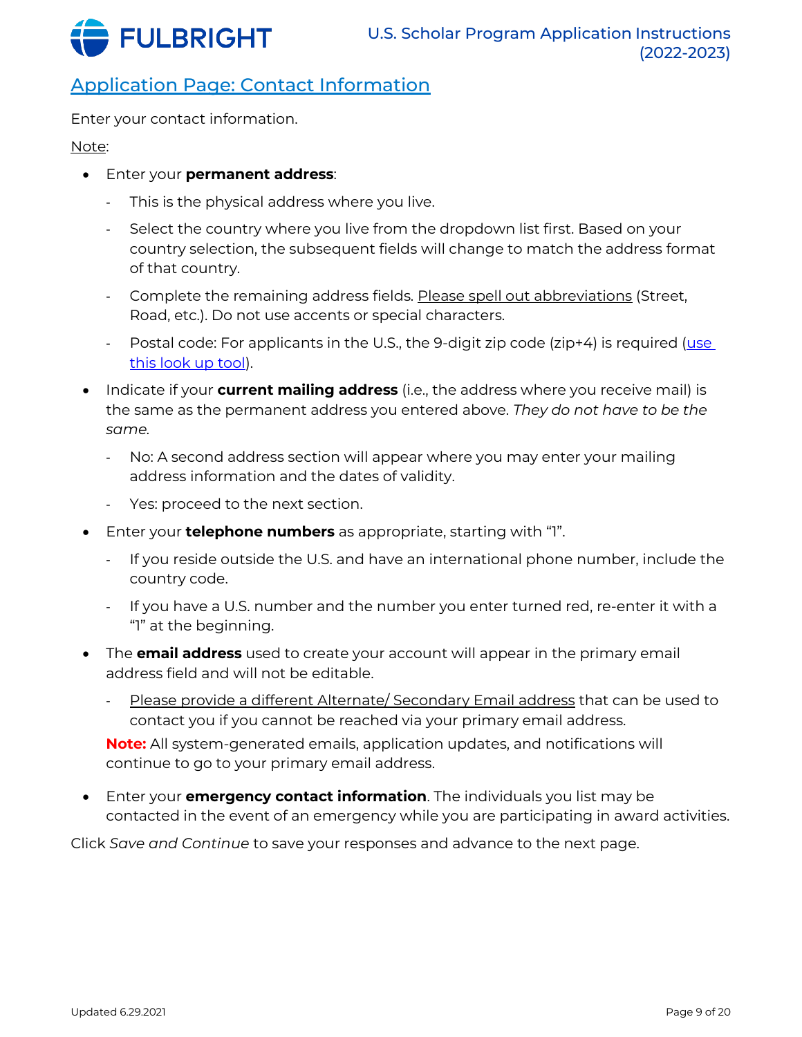## Application Page: Contact Information

Enter your contact information.

Note:

- Enter your **permanent address**:
  - This is the physical address where you live.
  - Select the country where you live from the dropdown list first. Based on your country selection, the subsequent fields will change to match the address format of that country.
  - Complete the remaining address fields. Please spell out abbreviations (Street, Road, etc.). Do not use accents or special characters.
  - Postal code: For applicants in the U.S., the 9-digit zip code (zip+4) is required (use this look up tool).
- Indicate if your **current mailing address** (i.e., the address where you receive mail) is the same as the permanent address you entered above. *They do not have to be the same.*
  - No: A second address section will appear where you may enter your mailing address information and the dates of validity.
  - Yes: proceed to the next section.
- Enter your **telephone numbers** as appropriate, starting with "1".
  - If you reside outside the U.S. and have an international phone number, include the country code.
  - If you have a U.S. number and the number you enter turned red, re-enter it with a "1" at the beginning.
- The **email address** used to create your account will appear in the primary email address field and will not be editable.
  - Please provide a different Alternate/ Secondary Email address that can be used to contact you if you cannot be reached via your primary email address.

  **Note:** All system-generated emails, application updates, and notifications will continue to go to your primary email address.
- Enter your **emergency contact information**. The individuals you list may be contacted in the event of an emergency while you are participating in award activities.

Click *Save and Continue* to save your responses and advance to the next page.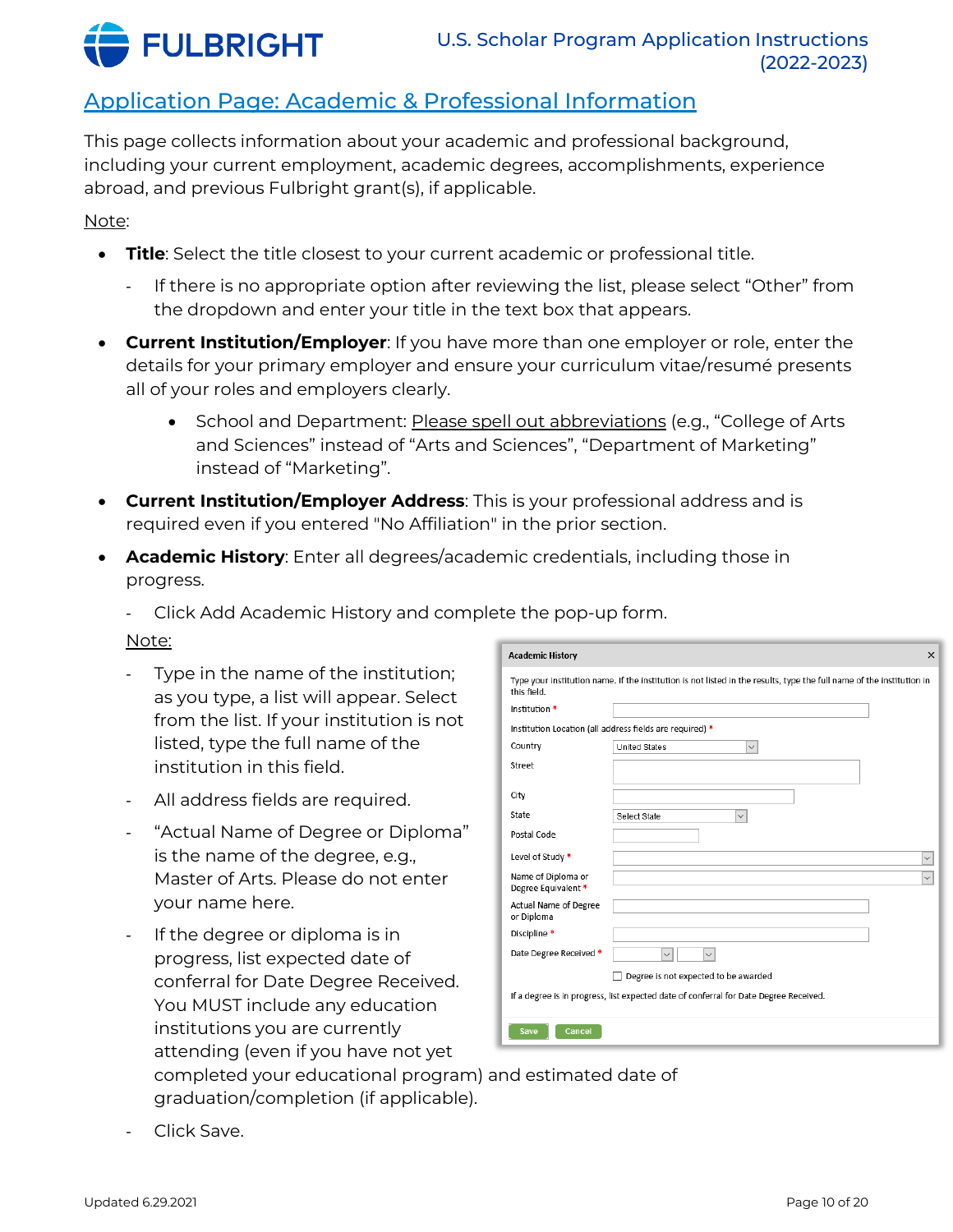## Application Page: Academic & Professional Information

This page collects information about your academic and professional background, including your current employment, academic degrees, accomplishments, experience abroad, and previous Fulbright grant(s), if applicable.

Note:

- **Title**: Select the title closest to your current academic or professional title.
  - If there is no appropriate option after reviewing the list, please select "Other" from the dropdown and enter your title in the text box that appears.
- **Current Institution/Employer**: If you have more than one employer or role, enter the details for your primary employer and ensure your curriculum vitae/resumé presents all of your roles and employers clearly.
  - School and Department: Please spell out abbreviations (e.g., "College of Arts and Sciences" instead of "Arts and Sciences", "Department of Marketing" instead of "Marketing".
- **Current Institution/Employer Address**: This is your professional address and is required even if you entered "No Affiliation" in the prior section.
- **Academic History**: Enter all degrees/academic credentials, including those in progress.
  - Click Add Academic History and complete the pop-up form.

  Note:

  - Type in the name of the institution; as you type, a list will appear. Select from the list. If your institution is not listed, type the full name of the institution in this field.
  - All address fields are required.
  - "Actual Name of Degree or Diploma" is the name of the degree, e.g., Master of Arts. Please do not enter your name here.
  - If the degree or diploma is in progress, list expected date of conferral for Date Degree Received. You MUST include any education institutions you are currently attending (even if you have not yet completed your educational program) and estimated date of graduation/completion (if applicable).
  - Click Save.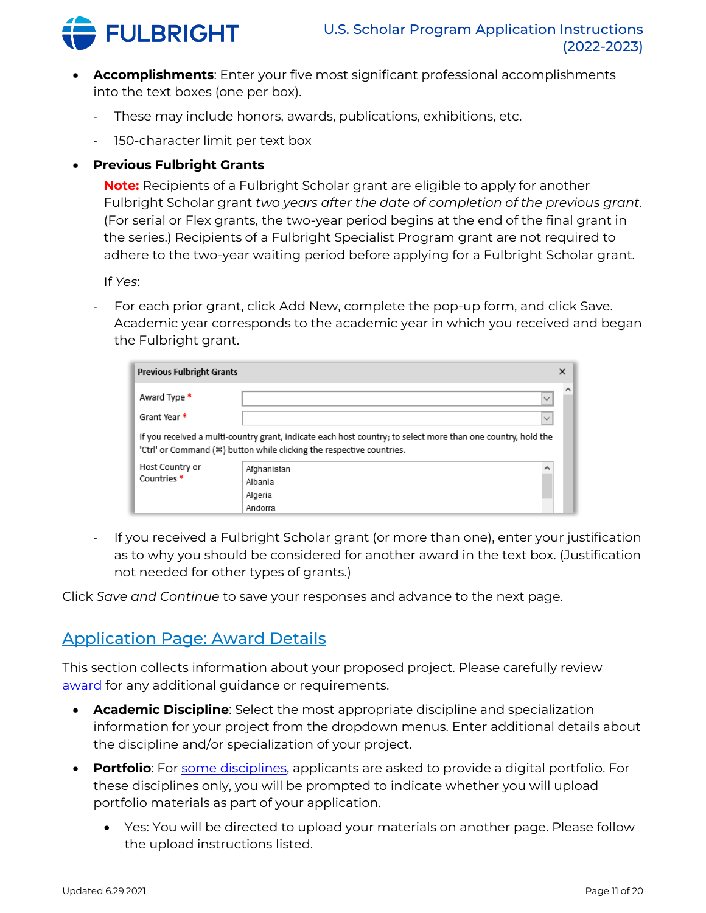- **Accomplishments**: Enter your five most significant professional accomplishments into the text boxes (one per box).
  - These may include honors, awards, publications, exhibitions, etc.
  - 150-character limit per text box
- **Previous Fulbright Grants**

  **Note:** Recipients of a Fulbright Scholar grant are eligible to apply for another Fulbright Scholar grant *two years after the date of completion of the previous grant*. (For serial or Flex grants, the two-year period begins at the end of the final grant in the series.) Recipients of a Fulbright Specialist Program grant are not required to adhere to the two-year waiting period before applying for a Fulbright Scholar grant.

  If *Yes*:

  - For each prior grant, click Add New, complete the pop-up form, and click Save. Academic year corresponds to the academic year in which you received and began the Fulbright grant.

  **Previous Fulbright Grants**

  Award Type *

  Grant Year *

  If you received a multi-country grant, indicate each host country; to select more than one country, hold the 'Ctrl' or Command (⌘) button while clicking the respective countries.

  Host Country or Countries *

  Afghanistan
  Albania
  Algeria
  Andorra

  - If you received a Fulbright Scholar grant (or more than one), enter your justification as to why you should be considered for another award in the text box. (Justification not needed for other types of grants.)

Click *Save and Continue* to save your responses and advance to the next page.

## Application Page: Award Details

This section collects information about your proposed project. Please carefully review award for any additional guidance or requirements.

- **Academic Discipline**: Select the most appropriate discipline and specialization information for your project from the dropdown menus. Enter additional details about the discipline and/or specialization of your project.
- **Portfolio**: For some disciplines, applicants are asked to provide a digital portfolio. For these disciplines only, you will be prompted to indicate whether you will upload portfolio materials as part of your application.
  - Yes: You will be directed to upload your materials on another page. Please follow the upload instructions listed.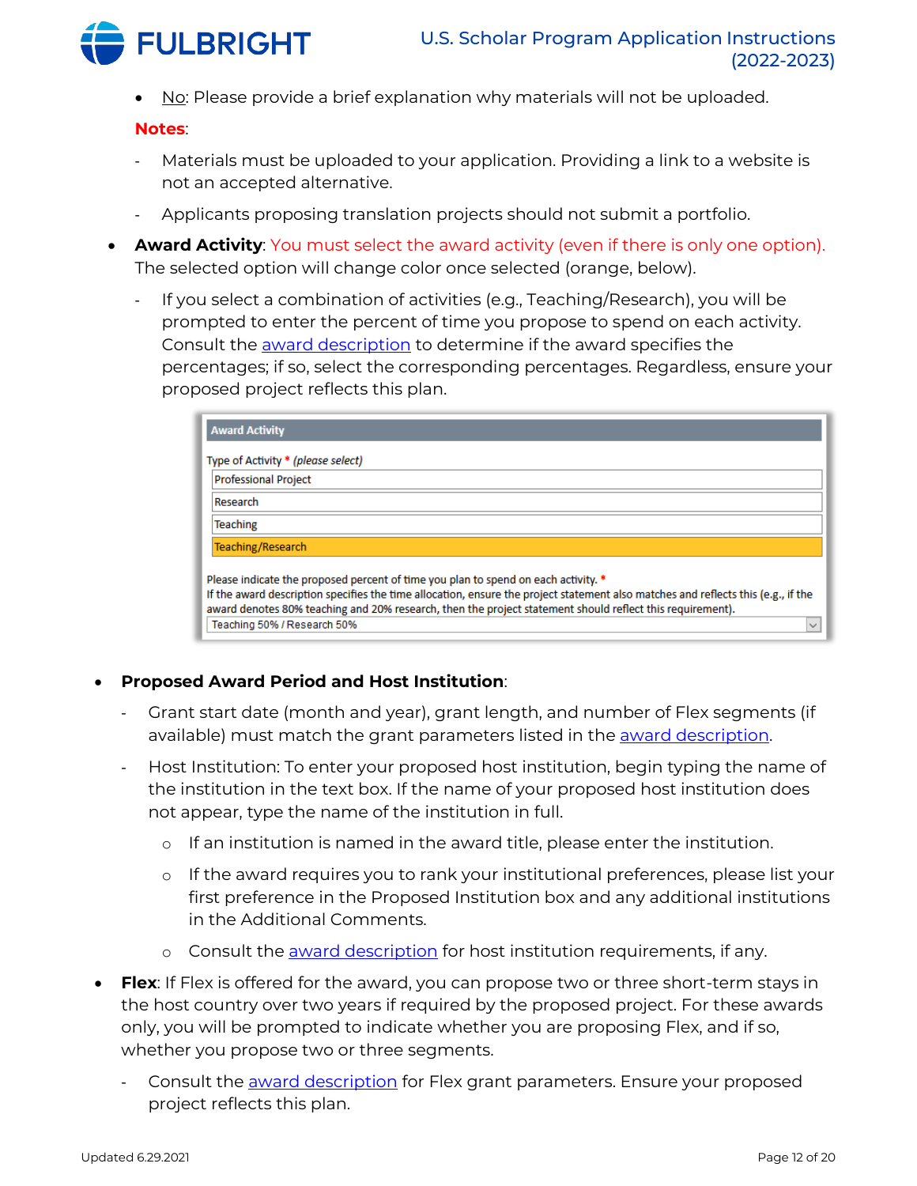- No: Please provide a brief explanation why materials will not be uploaded.

**Notes**:

- Materials must be uploaded to your application. Providing a link to a website is not an accepted alternative.
- Applicants proposing translation projects should not submit a portfolio.

- **Award Activity**: You must select the award activity (even if there is only one option). The selected option will change color once selected (orange, below).
  - If you select a combination of activities (e.g., Teaching/Research), you will be prompted to enter the percent of time you propose to spend on each activity. Consult the award description to determine if the award specifies the percentages; if so, select the corresponding percentages. Regardless, ensure your proposed project reflects this plan.

**Award Activity**

Type of Activity * *(please select)*

- Professional Project
- Research
- Teaching
- Teaching/Research

Please indicate the proposed percent of time you plan to spend on each activity. *
If the award description specifies the time allocation, ensure the project statement also matches and reflects this (e.g., if the award denotes 80% teaching and 20% research, then the project statement should reflect this requirement).

Teaching 50% / Research 50%

- **Proposed Award Period and Host Institution**:
  - Grant start date (month and year), grant length, and number of Flex segments (if available) must match the grant parameters listed in the award description.
  - Host Institution: To enter your proposed host institution, begin typing the name of the institution in the text box. If the name of your proposed host institution does not appear, type the name of the institution in full.
    - If an institution is named in the award title, please enter the institution.
    - If the award requires you to rank your institutional preferences, please list your first preference in the Proposed Institution box and any additional institutions in the Additional Comments.
    - Consult the award description for host institution requirements, if any.
- **Flex**: If Flex is offered for the award, you can propose two or three short-term stays in the host country over two years if required by the proposed project. For these awards only, you will be prompted to indicate whether you are proposing Flex, and if so, whether you propose two or three segments.
  - Consult the award description for Flex grant parameters. Ensure your proposed project reflects this plan.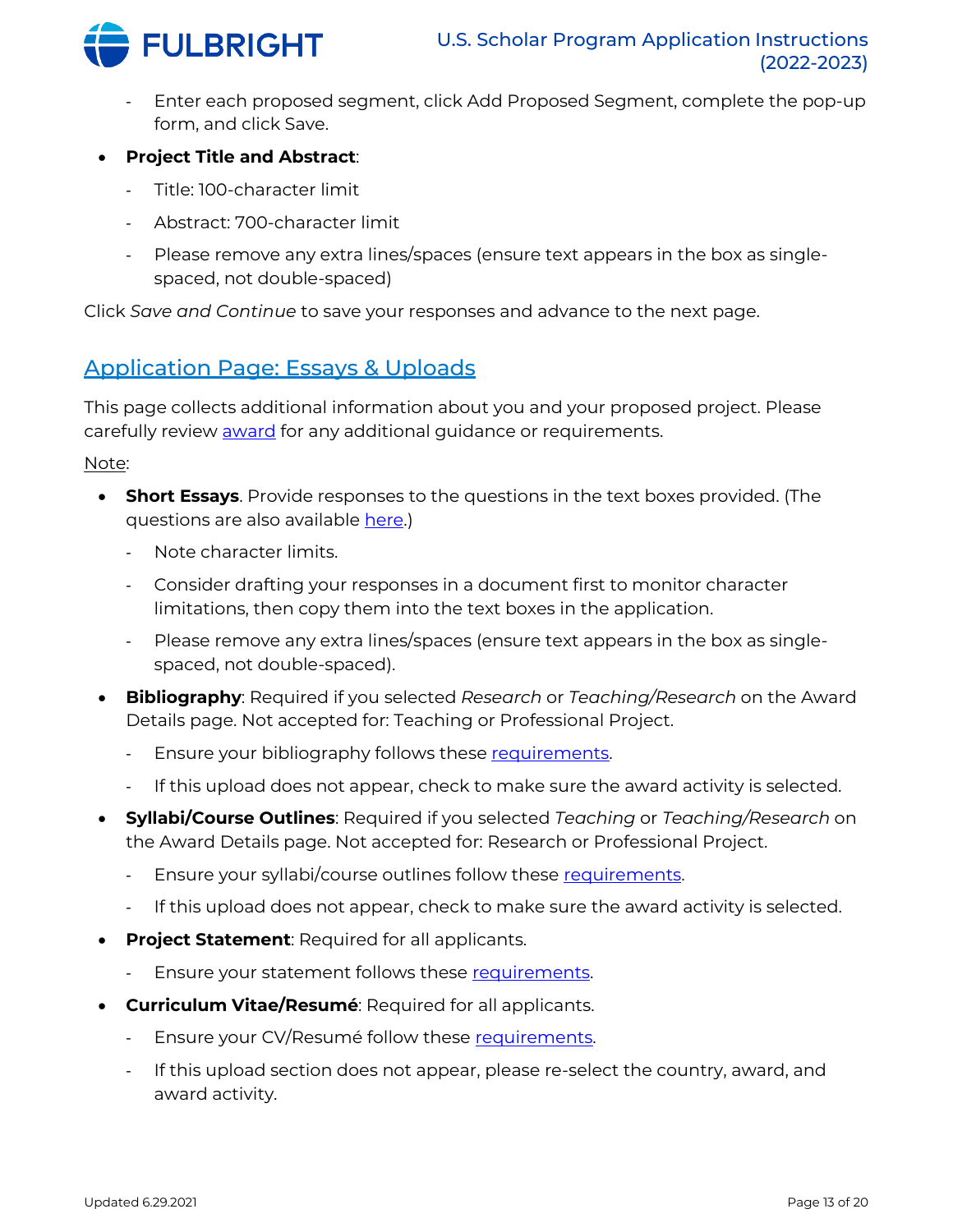- Enter each proposed segment, click Add Proposed Segment, complete the pop-up form, and click Save.

- **Project Title and Abstract**:
  - Title: 100-character limit
  - Abstract: 700-character limit
  - Please remove any extra lines/spaces (ensure text appears in the box as single-spaced, not double-spaced)

Click *Save and Continue* to save your responses and advance to the next page.

## Application Page: Essays & Uploads

This page collects additional information about you and your proposed project. Please carefully review award for any additional guidance or requirements.

Note:

- **Short Essays**. Provide responses to the questions in the text boxes provided. (The questions are also available here.)
  - Note character limits.
  - Consider drafting your responses in a document first to monitor character limitations, then copy them into the text boxes in the application.
  - Please remove any extra lines/spaces (ensure text appears in the box as single-spaced, not double-spaced).
- **Bibliography**: Required if you selected *Research* or *Teaching/Research* on the Award Details page. Not accepted for: Teaching or Professional Project.
  - Ensure your bibliography follows these requirements.
  - If this upload does not appear, check to make sure the award activity is selected.
- **Syllabi/Course Outlines**: Required if you selected *Teaching* or *Teaching/Research* on the Award Details page. Not accepted for: Research or Professional Project.
  - Ensure your syllabi/course outlines follow these requirements.
  - If this upload does not appear, check to make sure the award activity is selected.
- **Project Statement**: Required for all applicants.
  - Ensure your statement follows these requirements.
- **Curriculum Vitae/Resumé**: Required for all applicants.
  - Ensure your CV/Resumé follow these requirements.
  - If this upload section does not appear, please re-select the country, award, and award activity.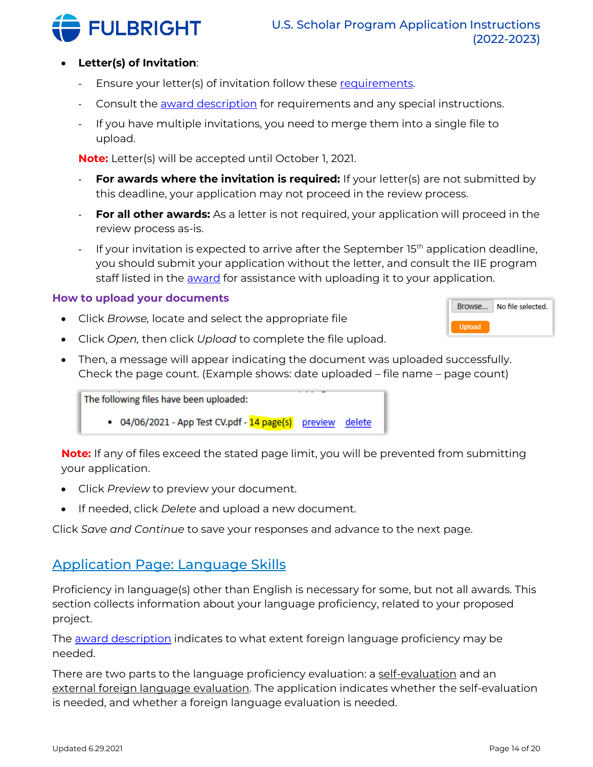- **Letter(s) of Invitation**:
    - Ensure your letter(s) of invitation follow these requirements.
    - Consult the award description for requirements and any special instructions.
    - If you have multiple invitations, you need to merge them into a single file to upload.

  **Note:** Letter(s) will be accepted until October 1, 2021.

    - **For awards where the invitation is required:** If your letter(s) are not submitted by this deadline, your application may not proceed in the review process.
    - **For all other awards:** As a letter is not required, your application will proceed in the review process as-is.
    - If your invitation is expected to arrive after the September 15th application deadline, you should submit your application without the letter, and consult the IIE program staff listed in the award for assistance with uploading it to your application.

### How to upload your documents

- Click *Browse,* locate and select the appropriate file
- Click *Open,* then click *Upload* to complete the file upload.
- Then, a message will appear indicating the document was uploaded successfully. Check the page count. (Example shows: date uploaded – file name – page count)

**Note:** If any of files exceed the stated page limit, you will be prevented from submitting your application.

- Click *Preview* to preview your document.
- If needed, click *Delete* and upload a new document.

Click *Save and Continue* to save your responses and advance to the next page.

## Application Page: Language Skills

Proficiency in language(s) other than English is necessary for some, but not all awards. This section collects information about your language proficiency, related to your proposed project.

The award description indicates to what extent foreign language proficiency may be needed.

There are two parts to the language proficiency evaluation: a self-evaluation and an external foreign language evaluation. The application indicates whether the self-evaluation is needed, and whether a foreign language evaluation is needed.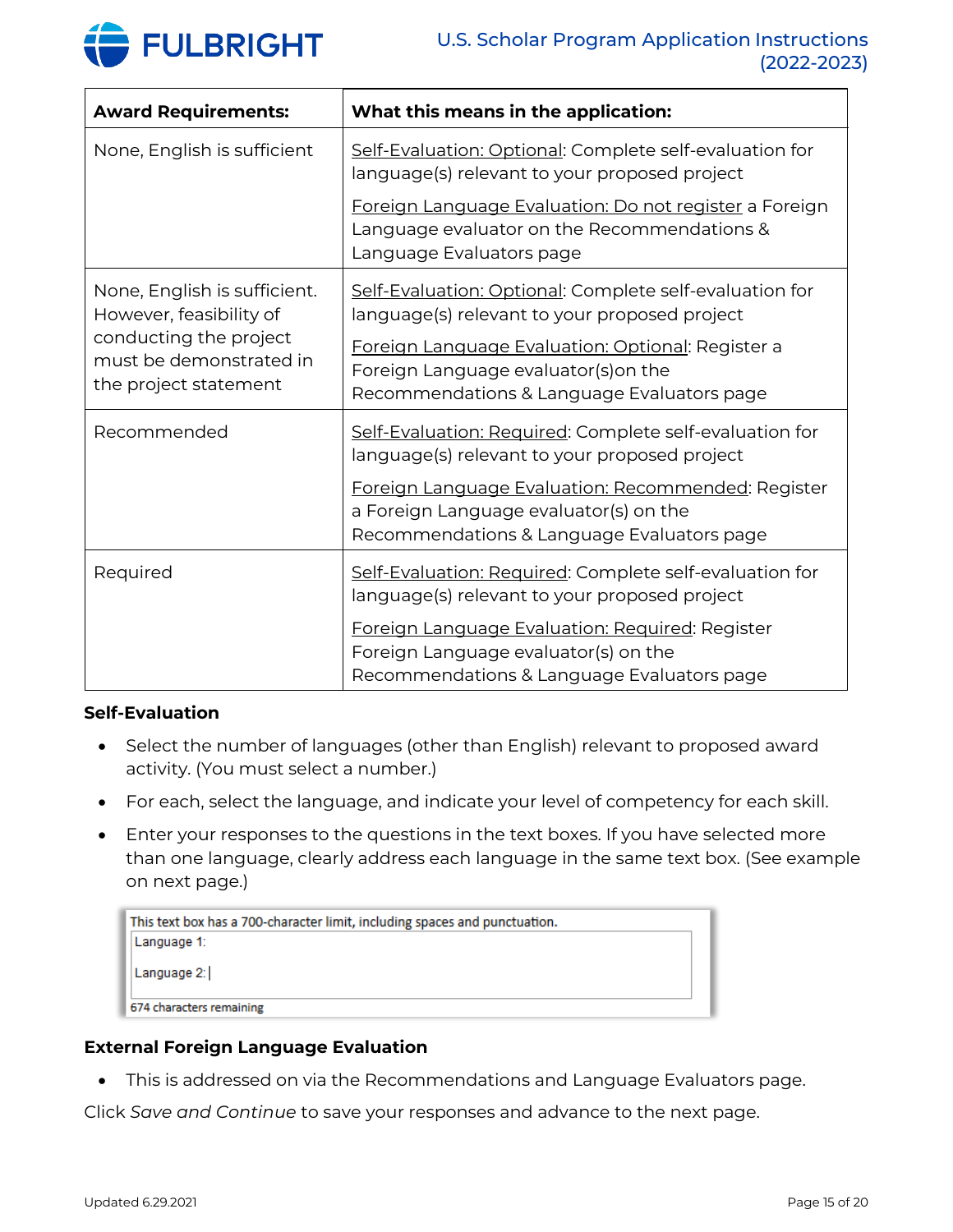| Award Requirements: | What this means in the application: |
|---|---|
| None, English is sufficient | Self-Evaluation: Optional: Complete self-evaluation for language(s) relevant to your proposed project<br><br>Foreign Language Evaluation: Do not register a Foreign Language evaluator on the Recommendations & Language Evaluators page |
| None, English is sufficient. However, feasibility of conducting the project must be demonstrated in the project statement | Self-Evaluation: Optional: Complete self-evaluation for language(s) relevant to your proposed project<br><br>Foreign Language Evaluation: Optional: Register a Foreign Language evaluator(s)on the Recommendations & Language Evaluators page |
| Recommended | Self-Evaluation: Required: Complete self-evaluation for language(s) relevant to your proposed project<br><br>Foreign Language Evaluation: Recommended: Register a Foreign Language evaluator(s) on the Recommendations & Language Evaluators page |
| Required | Self-Evaluation: Required: Complete self-evaluation for language(s) relevant to your proposed project<br><br>Foreign Language Evaluation: Required: Register Foreign Language evaluator(s) on the Recommendations & Language Evaluators page |

**Self-Evaluation**

- Select the number of languages (other than English) relevant to proposed award activity. (You must select a number.)
- For each, select the language, and indicate your level of competency for each skill.
- Enter your responses to the questions in the text boxes. If you have selected more than one language, clearly address each language in the same text box. (See example on next page.)

```
This text box has a 700-character limit, including spaces and punctuation.
Language 1:

Language 2:
674 characters remaining
```

**External Foreign Language Evaluation**

- This is addressed on via the Recommendations and Language Evaluators page.

Click *Save and Continue* to save your responses and advance to the next page.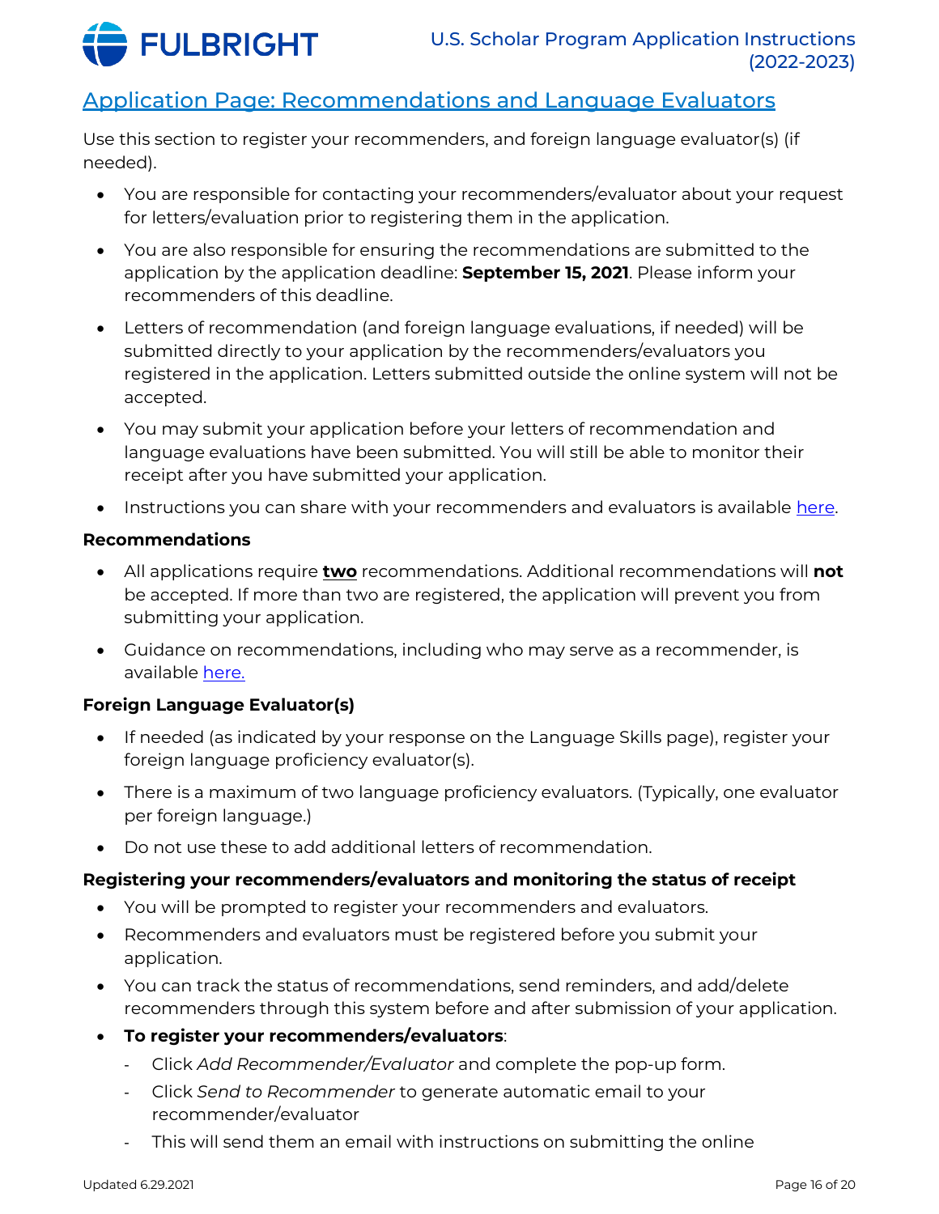## Application Page: Recommendations and Language Evaluators

Use this section to register your recommenders, and foreign language evaluator(s) (if needed).

- You are responsible for contacting your recommenders/evaluator about your request for letters/evaluation prior to registering them in the application.
- You are also responsible for ensuring the recommendations are submitted to the application by the application deadline: **September 15, 2021**. Please inform your recommenders of this deadline.
- Letters of recommendation (and foreign language evaluations, if needed) will be submitted directly to your application by the recommenders/evaluators you registered in the application. Letters submitted outside the online system will not be accepted.
- You may submit your application before your letters of recommendation and language evaluations have been submitted. You will still be able to monitor their receipt after you have submitted your application.
- Instructions you can share with your recommenders and evaluators is available here.

**Recommendations**

- All applications require **two** recommendations. Additional recommendations will **not** be accepted. If more than two are registered, the application will prevent you from submitting your application.
- Guidance on recommendations, including who may serve as a recommender, is available here.

**Foreign Language Evaluator(s)**

- If needed (as indicated by your response on the Language Skills page), register your foreign language proficiency evaluator(s).
- There is a maximum of two language proficiency evaluators. (Typically, one evaluator per foreign language.)
- Do not use these to add additional letters of recommendation.

**Registering your recommenders/evaluators and monitoring the status of receipt**

- You will be prompted to register your recommenders and evaluators.
- Recommenders and evaluators must be registered before you submit your application.
- You can track the status of recommendations, send reminders, and add/delete recommenders through this system before and after submission of your application.
- **To register your recommenders/evaluators**:
  - Click *Add Recommender/Evaluator* and complete the pop-up form.
  - Click *Send to Recommender* to generate automatic email to your recommender/evaluator
  - This will send them an email with instructions on submitting the online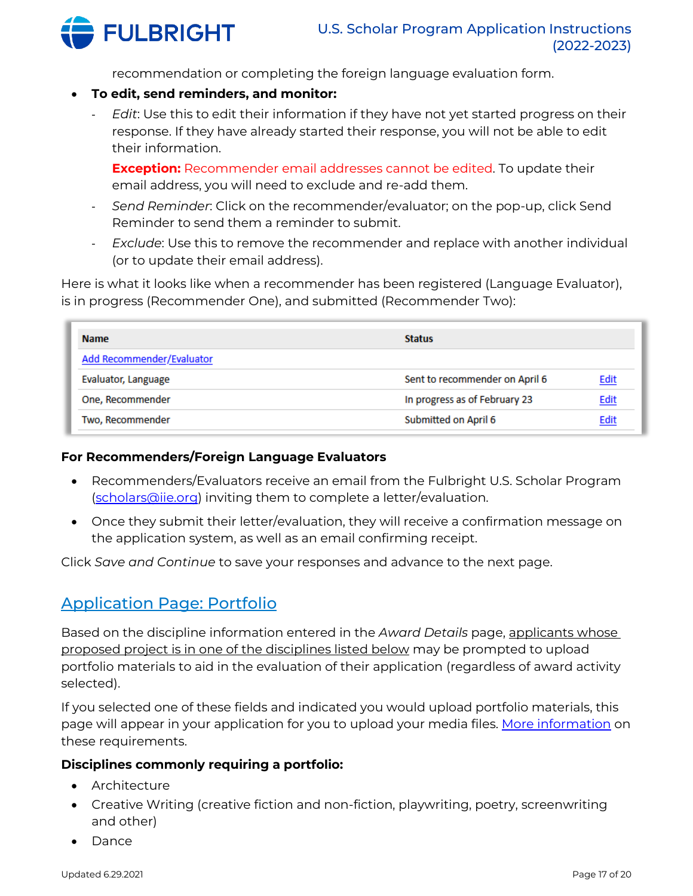recommendation or completing the foreign language evaluation form.

- **To edit, send reminders, and monitor:**
  - *Edit*: Use this to edit their information if they have not yet started progress on their response. If they have already started their response, you will not be able to edit their information.

    **Exception:** Recommender email addresses cannot be edited. To update their email address, you will need to exclude and re-add them.
  - *Send Reminder*: Click on the recommender/evaluator; on the pop-up, click Send Reminder to send them a reminder to submit.
  - *Exclude*: Use this to remove the recommender and replace with another individual (or to update their email address).

Here is what it looks like when a recommender has been registered (Language Evaluator), is in progress (Recommender One), and submitted (Recommender Two):

| Name | Status | |
|---|---|---|
| Add Recommender/Evaluator | | |
| Evaluator, Language | Sent to recommender on April 6 | Edit |
| One, Recommender | In progress as of February 23 | Edit |
| Two, Recommender | Submitted on April 6 | Edit |

**For Recommenders/Foreign Language Evaluators**

- Recommenders/Evaluators receive an email from the Fulbright U.S. Scholar Program (scholars@iie.org) inviting them to complete a letter/evaluation.
- Once they submit their letter/evaluation, they will receive a confirmation message on the application system, as well as an email confirming receipt.

Click *Save and Continue* to save your responses and advance to the next page.

## Application Page: Portfolio

Based on the discipline information entered in the *Award Details* page, applicants whose proposed project is in one of the disciplines listed below may be prompted to upload portfolio materials to aid in the evaluation of their application (regardless of award activity selected).

If you selected one of these fields and indicated you would upload portfolio materials, this page will appear in your application for you to upload your media files. More information on these requirements.

**Disciplines commonly requiring a portfolio:**

- Architecture
- Creative Writing (creative fiction and non-fiction, playwriting, poetry, screenwriting and other)
- Dance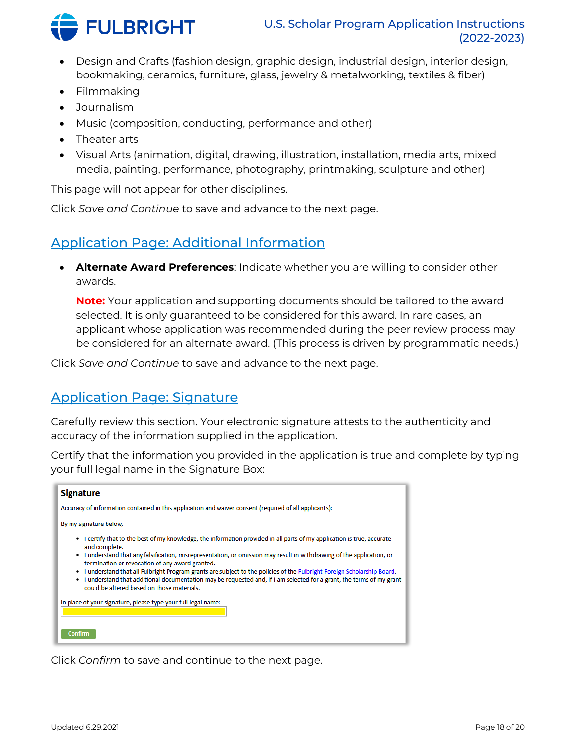- Design and Crafts (fashion design, graphic design, industrial design, interior design, bookmaking, ceramics, furniture, glass, jewelry & metalworking, textiles & fiber)
- Filmmaking
- Journalism
- Music (composition, conducting, performance and other)
- Theater arts
- Visual Arts (animation, digital, drawing, illustration, installation, media arts, mixed media, painting, performance, photography, printmaking, sculpture and other)

This page will not appear for other disciplines.

Click *Save and Continue* to save and advance to the next page.

## Application Page: Additional Information

- **Alternate Award Preferences**: Indicate whether you are willing to consider other awards.

  **Note:** Your application and supporting documents should be tailored to the award selected. It is only guaranteed to be considered for this award. In rare cases, an applicant whose application was recommended during the peer review process may be considered for an alternate award. (This process is driven by programmatic needs.)

Click *Save and Continue* to save and advance to the next page.

## Application Page: Signature

Carefully review this section. Your electronic signature attests to the authenticity and accuracy of the information supplied in the application.

Certify that the information you provided in the application is true and complete by typing your full legal name in the Signature Box:

**Signature**

Accuracy of information contained in this application and waiver consent (required of all applicants):

By my signature below,

- I certify that to the best of my knowledge, the information provided in all parts of my application is true, accurate and complete.
- I understand that any falsification, misrepresentation, or omission may result in withdrawing of the application, or termination or revocation of any award granted.
- I understand that all Fulbright Program grants are subject to the policies of the Fulbright Foreign Scholarship Board.
- I understand that additional documentation may be requested and, if I am selected for a grant, the terms of my grant could be altered based on those materials.

In place of your signature, please type your full legal name:

Confirm

Click *Confirm* to save and continue to the next page.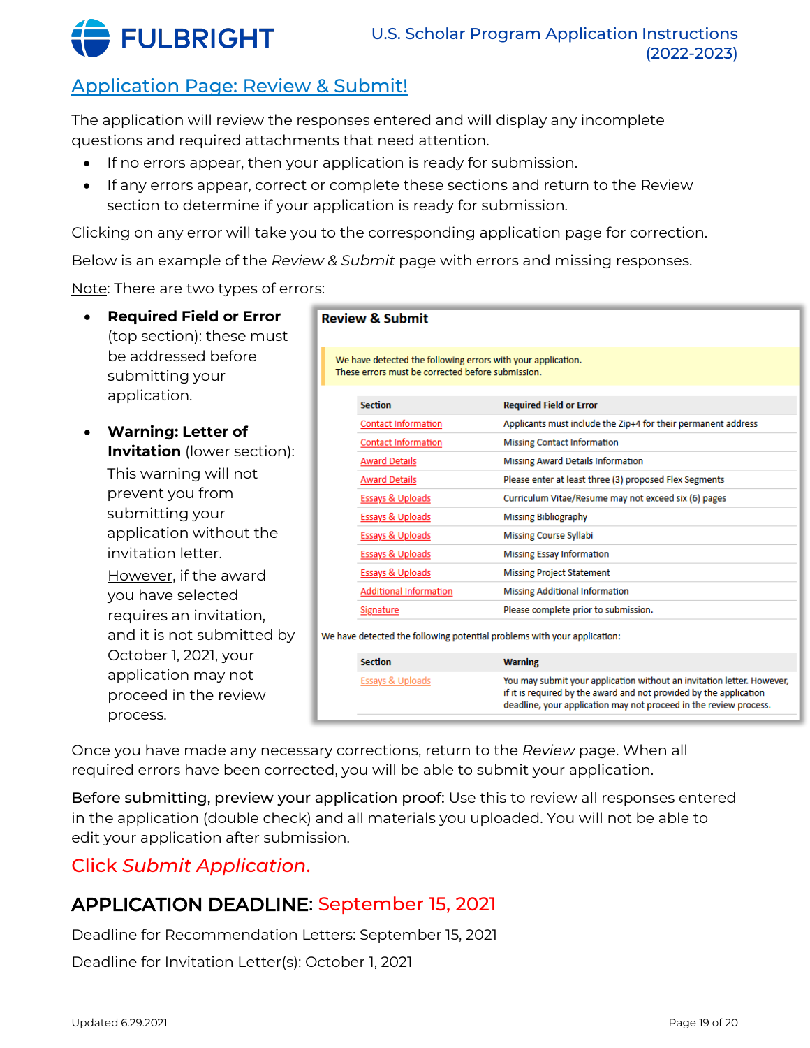## Application Page: Review & Submit!

The application will review the responses entered and will display any incomplete questions and required attachments that need attention.

- If no errors appear, then your application is ready for submission.
- If any errors appear, correct or complete these sections and return to the Review section to determine if your application is ready for submission.

Clicking on any error will take you to the corresponding application page for correction.

Below is an example of the *Review & Submit* page with errors and missing responses.

Note: There are two types of errors:

- **Required Field or Error** (top section): these must be addressed before submitting your application.
- **Warning: Letter of Invitation** (lower section): This warning will not prevent you from submitting your application without the invitation letter. However, if the award you have selected requires an invitation, and it is not submitted by October 1, 2021, your application may not proceed in the review process.

**Review & Submit**

We have detected the following errors with your application.
These errors must be corrected before submission.

| Section | Required Field or Error |
|---|---|
| Contact Information | Applicants must include the Zip+4 for their permanent address |
| Contact Information | Missing Contact Information |
| Award Details | Missing Award Details Information |
| Award Details | Please enter at least three (3) proposed Flex Segments |
| Essays & Uploads | Curriculum Vitae/Resume may not exceed six (6) pages |
| Essays & Uploads | Missing Bibliography |
| Essays & Uploads | Missing Course Syllabi |
| Essays & Uploads | Missing Essay Information |
| Essays & Uploads | Missing Project Statement |
| Additional Information | Missing Additional Information |
| Signature | Please complete prior to submission. |

We have detected the following potential problems with your application:

| Section | Warning |
|---|---|
| Essays & Uploads | You may submit your application without an invitation letter. However, if it is required by the award and not provided by the application deadline, your application may not proceed in the review process. |

Once you have made any necessary corrections, return to the *Review* page. When all required errors have been corrected, you will be able to submit your application.

**Before submitting, preview your application proof:** Use this to review all responses entered in the application (double check) and all materials you uploaded. You will not be able to edit your application after submission.

Click *Submit Application*.

## APPLICATION DEADLINE: September 15, 2021

Deadline for Recommendation Letters: September 15, 2021

Deadline for Invitation Letter(s): October 1, 2021

Updated 6.29.2021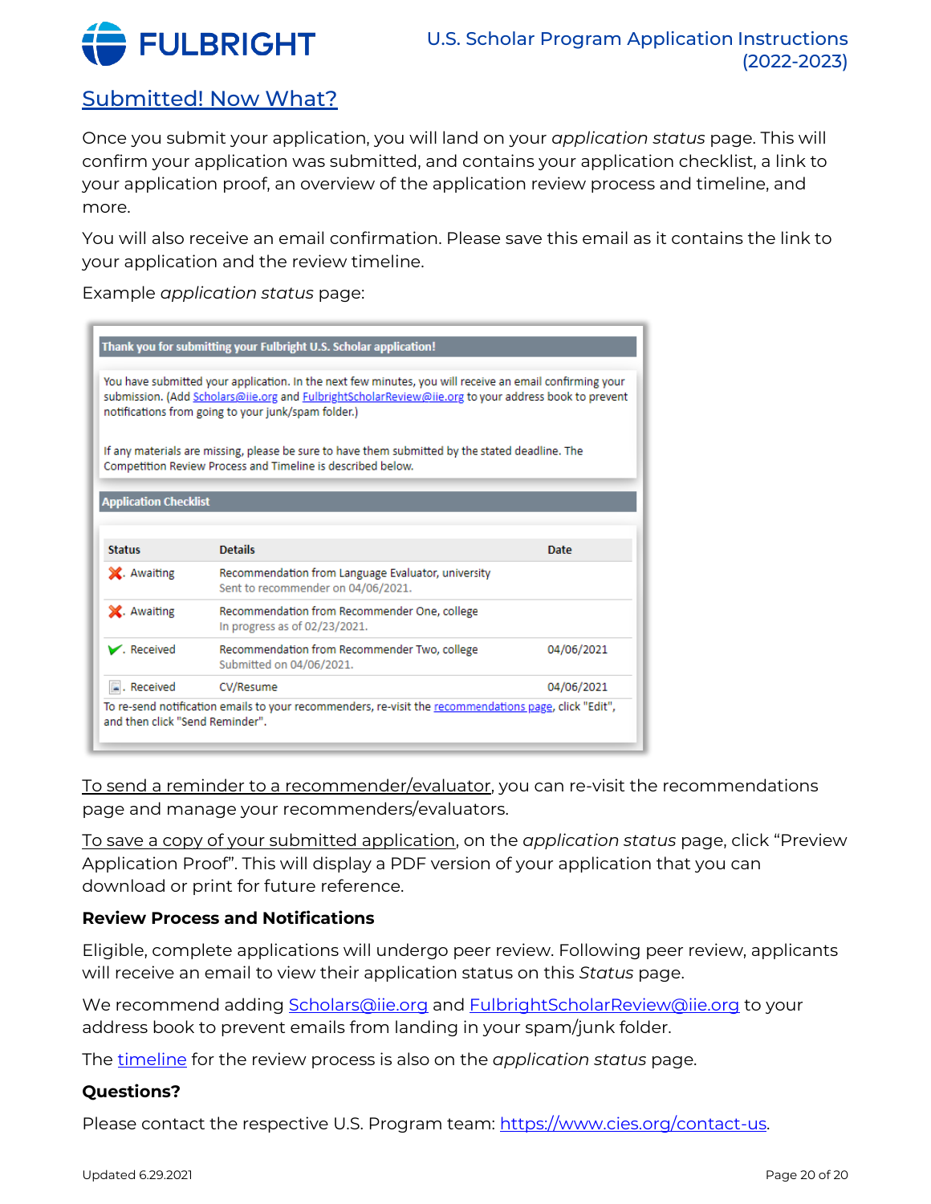## Submitted! Now What?

Once you submit your application, you will land on your *application status* page. This will confirm your application was submitted, and contains your application checklist, a link to your application proof, an overview of the application review process and timeline, and more.

You will also receive an email confirmation. Please save this email as it contains the link to your application and the review timeline.

Example *application status* page:

**Thank you for submitting your Fulbright U.S. Scholar application!**

You have submitted your application. In the next few minutes, you will receive an email confirming your submission. (Add Scholars@iie.org and FulbrightScholarReview@iie.org to your address book to prevent notifications from going to your junk/spam folder.)

If any materials are missing, please be sure to have them submitted by the stated deadline. The Competition Review Process and Timeline is described below.

**Application Checklist**

| Status | Details | Date |
|---|---|---|
| Awaiting | Recommendation from Language Evaluator, university<br>Sent to recommender on 04/06/2021. | |
| Awaiting | Recommendation from Recommender One, college<br>In progress as of 02/23/2021. | |
| Received | Recommendation from Recommender Two, college<br>Submitted on 04/06/2021. | 04/06/2021 |
| Received | CV/Resume | 04/06/2021 |

To re-send notification emails to your recommenders, re-visit the recommendations page, click "Edit", and then click "Send Reminder".

To send a reminder to a recommender/evaluator, you can re-visit the recommendations page and manage your recommenders/evaluators.

To save a copy of your submitted application, on the *application status* page, click "Preview Application Proof". This will display a PDF version of your application that you can download or print for future reference.

### Review Process and Notifications

Eligible, complete applications will undergo peer review. Following peer review, applicants will receive an email to view their application status on this *Status* page.

We recommend adding Scholars@iie.org and FulbrightScholarReview@iie.org to your address book to prevent emails from landing in your spam/junk folder.

The timeline for the review process is also on the *application status* page.

### Questions?

Please contact the respective U.S. Program team: https://www.cies.org/contact-us.

Updated 6.29.2021